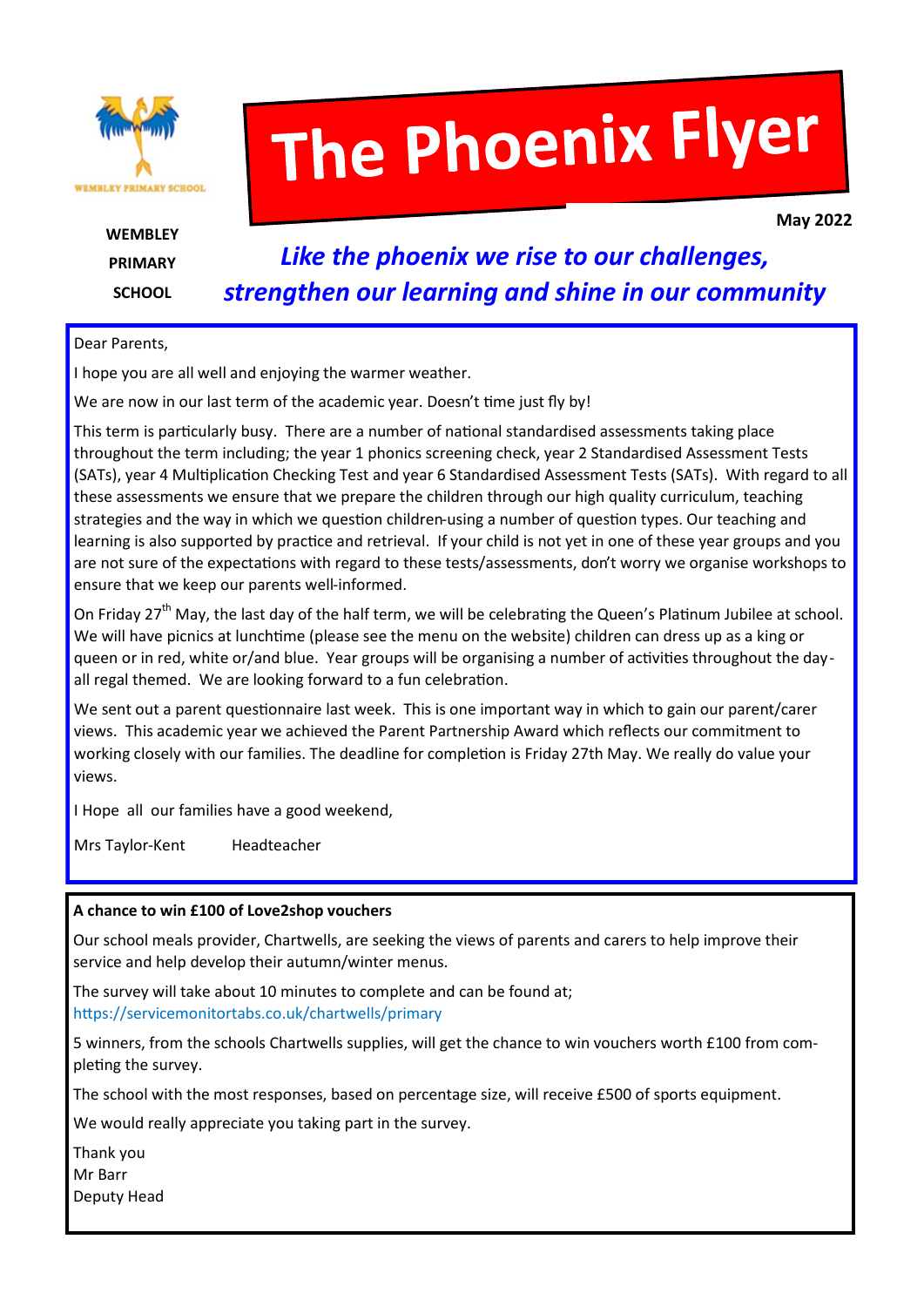WEMBLEY PRIMARY SCHOOL

# The Phoenix Flyer

**May 2022**

**WEMBLEY PRIMARY SCHOOL**

***Like the phoenix we rise to our challenges, strengthen our learning and shine in our community***

Dear Parents,

I hope you are all well and enjoying the warmer weather.

We are now in our last term of the academic year. Doesn't time just fly by!

This term is particularly busy. There are a number of national standardised assessments taking place throughout the term including; the year 1 phonics screening check, year 2 Standardised Assessment Tests (SATs), year 4 Multiplication Checking Test and year 6 Standardised Assessment Tests (SATs). With regard to all these assessments we ensure that we prepare the children through our high quality curriculum, teaching strategies and the way in which we question children-using a number of question types. Our teaching and learning is also supported by practice and retrieval. If your child is not yet in one of these year groups and you are not sure of the expectations with regard to these tests/assessments, don't worry we organise workshops to ensure that we keep our parents well-informed.

On Friday 27th May, the last day of the half term, we will be celebrating the Queen's Platinum Jubilee at school. We will have picnics at lunchtime (please see the menu on the website) children can dress up as a king or queen or in red, white or/and blue. Year groups will be organising a number of activities throughout the day- all regal themed. We are looking forward to a fun celebration.

We sent out a parent questionnaire last week. This is one important way in which to gain our parent/carer views. This academic year we achieved the Parent Partnership Award which reflects our commitment to working closely with our families. The deadline for completion is Friday 27th May. We really do value your views.

I Hope all our families have a good weekend,

Mrs Taylor-Kent Headteacher

**A chance to win £100 of Love2shop vouchers**

Our school meals provider, Chartwells, are seeking the views of parents and carers to help improve their service and help develop their autumn/winter menus.

The survey will take about 10 minutes to complete and can be found at;
https://servicemonitortabs.co.uk/chartwells/primary

5 winners, from the schools Chartwells supplies, will get the chance to win vouchers worth £100 from completing the survey.

The school with the most responses, based on percentage size, will receive £500 of sports equipment.

We would really appreciate you taking part in the survey.

Thank you
Mr Barr
Deputy Head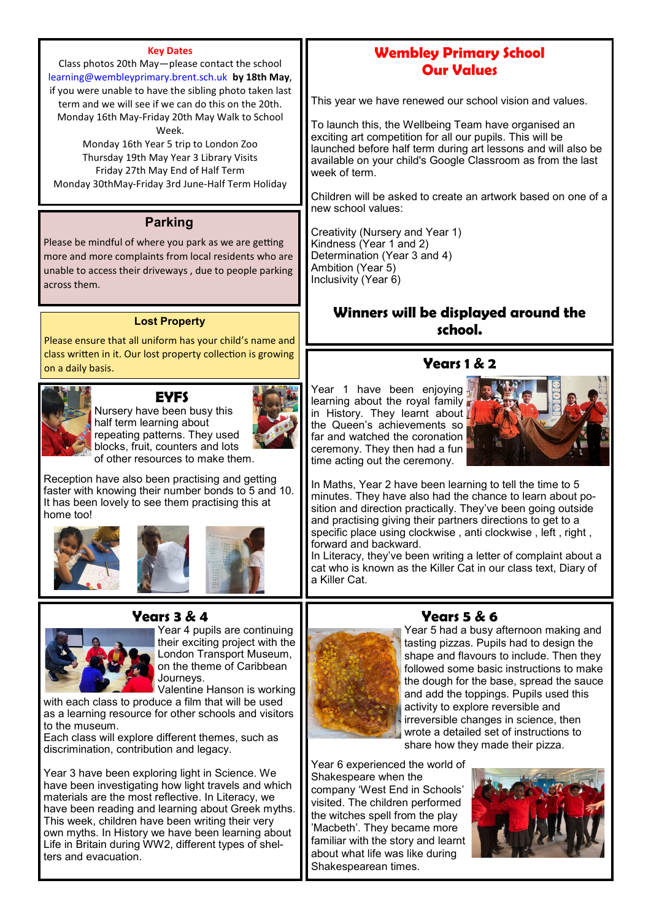**Key Dates**

Class photos 20th May—please contact the school learning@wembleyprimary.brent.sch.uk **by 18th May**, if you were unable to have the sibling photo taken last term and we will see if we can do this on the 20th.

Monday 16th May-Friday 20th May Walk to School Week.

Monday 16th Year 5 trip to London Zoo

Thursday 19th May Year 3 Library Visits

Friday 27th May End of Half Term

Monday 30thMay-Friday 3rd June-Half Term Holiday

## Parking

Please be mindful of where you park as we are getting more and more complaints from local residents who are unable to access their driveways , due to people parking across them.

### Lost Property

Please ensure that all uniform has your child's name and class written in it. Our lost property collection is growing on a daily basis.

## EYFS

Nursery have been busy this half term learning about repeating patterns. They used blocks, fruit, counters and lots of other resources to make them.

Reception have also been practising and getting faster with knowing their number bonds to 5 and 10. It has been lovely to see them practising this at home too!

## Wembley Primary School Our Values

This year we have renewed our school vision and values.

To launch this, the Wellbeing Team have organised an exciting art competition for all our pupils. This will be launched before half term during art lessons and will also be available on your child's Google Classroom as from the last week of term.

Children will be asked to create an artwork based on one of a new school values:

Creativity (Nursery and Year 1)
Kindness (Year 1 and 2)
Determination (Year 3 and 4)
Ambition (Year 5)
Inclusivity (Year 6)

**Winners will be displayed around the school.**

## Years 1 & 2

Year 1 have been enjoying learning about the royal family in History. They learnt about the Queen's achievements so far and watched the coronation ceremony. They then had a fun time acting out the ceremony.

In Maths, Year 2 have been learning to tell the time to 5 minutes. They have also had the chance to learn about position and direction practically. They've been going outside and practising giving their partners directions to get to a specific place using clockwise , anti clockwise , left , right , forward and backward.

In Literacy, they've been writing a letter of complaint about a cat who is known as the Killer Cat in our class text, Diary of a Killer Cat.

## Years 3 & 4

Year 4 pupils are continuing their exciting project with the London Transport Museum, on the theme of Caribbean Journeys.

Valentine Hanson is working with each class to produce a film that will be used as a learning resource for other schools and visitors to the museum.

Each class will explore different themes, such as discrimination, contribution and legacy.

Year 3 have been exploring light in Science. We have been investigating how light travels and which materials are the most reflective. In Literacy, we have been reading and learning about Greek myths. This week, children have been writing their very own myths. In History we have been learning about Life in Britain during WW2, different types of shelters and evacuation.

## Years 5 & 6

Year 5 had a busy afternoon making and tasting pizzas. Pupils had to design the shape and flavours to include. Then they followed some basic instructions to make the dough for the base, spread the sauce and add the toppings. Pupils used this activity to explore reversible and irreversible changes in science, then wrote a detailed set of instructions to share how they made their pizza.

Year 6 experienced the world of Shakespeare when the company 'West End in Schools' visited. The children performed the witches spell from the play 'Macbeth'. They became more familiar with the story and learnt about what life was like during Shakespearean times.